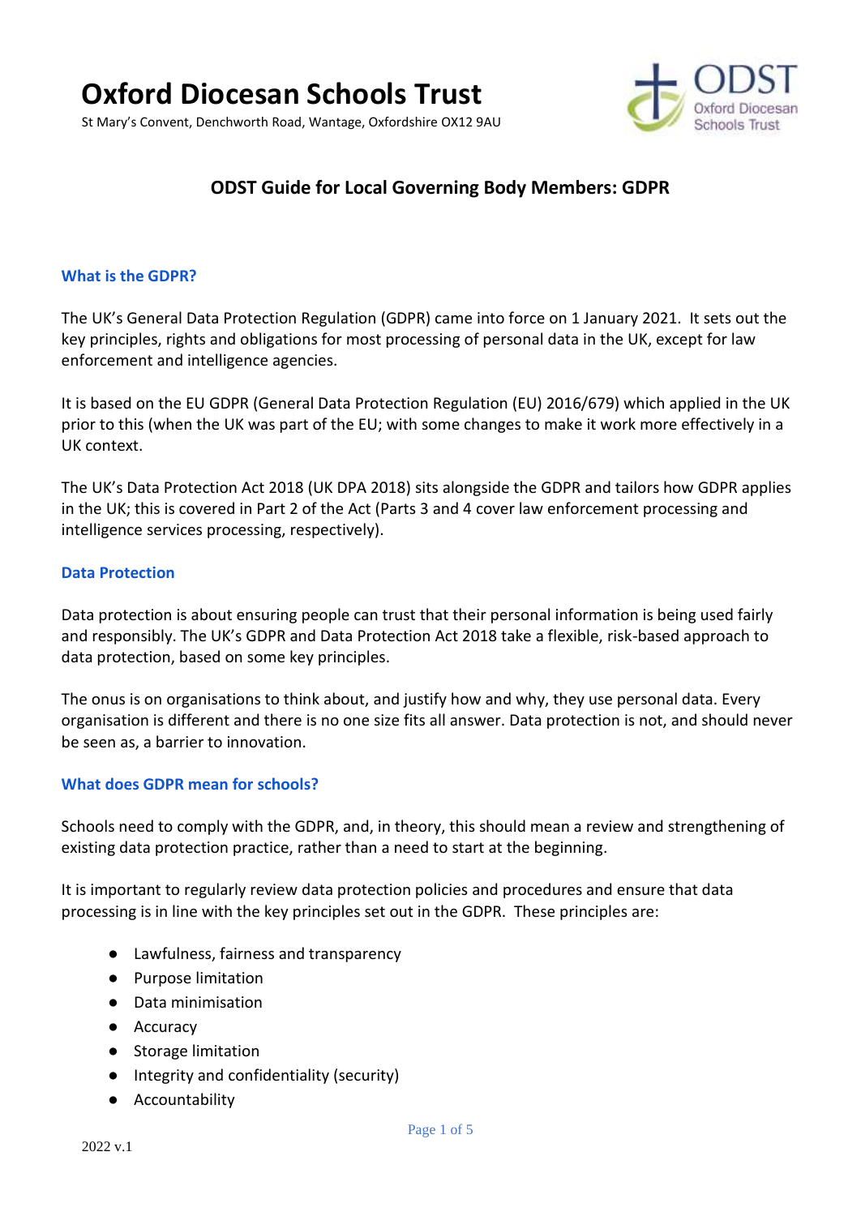# Oxford Diocesan Schools Trust

St Mary's Convent, Denchworth Road, Wantage, Oxfordshire OX12 9AU

## ODST Guide for Local Governing Body Members: GDPR

### What is the GDPR?

The UK's General Data Protection Regulation (GDPR) came into force on 1 January 2021. It sets out the key principles, rights and obligations for most processing of personal data in the UK, except for law enforcement and intelligence agencies.

It is based on the EU GDPR (General Data Protection Regulation (EU) 2016/679) which applied in the UK prior to this (when the UK was part of the EU; with some changes to make it work more effectively in a UK context.

The UK's Data Protection Act 2018 (UK DPA 2018) sits alongside the GDPR and tailors how GDPR applies in the UK; this is covered in Part 2 of the Act (Parts 3 and 4 cover law enforcement processing and intelligence services processing, respectively).

### Data Protection

Data protection is about ensuring people can trust that their personal information is being used fairly and responsibly. The UK's GDPR and Data Protection Act 2018 take a flexible, risk-based approach to data protection, based on some key principles.

The onus is on organisations to think about, and justify how and why, they use personal data. Every organisation is different and there is no one size fits all answer. Data protection is not, and should never be seen as, a barrier to innovation.

### What does GDPR mean for schools?

Schools need to comply with the GDPR, and, in theory, this should mean a review and strengthening of existing data protection practice, rather than a need to start at the beginning.

It is important to regularly review data protection policies and procedures and ensure that data processing is in line with the key principles set out in the GDPR. These principles are:

- Lawfulness, fairness and transparency
- Purpose limitation
- Data minimisation
- Accuracy
- Storage limitation
- Integrity and confidentiality (security)
- Accountability

2022 v.1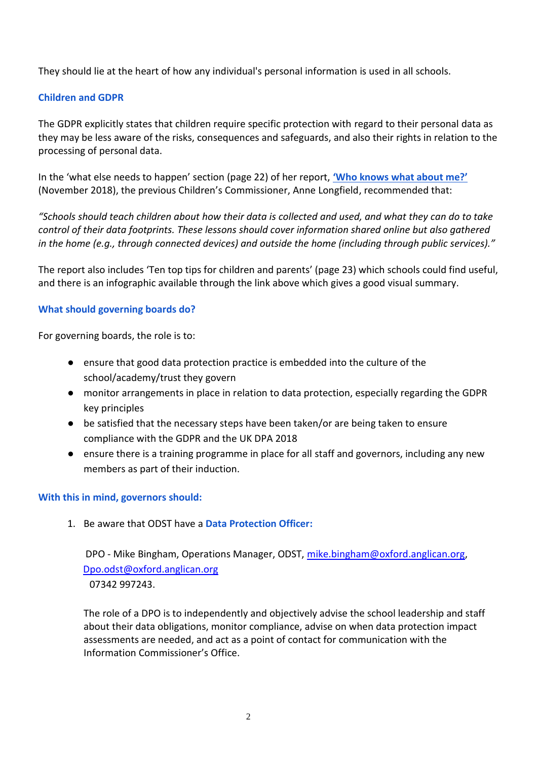They should lie at the heart of how any individual's personal information is used in all schools.

### Children and GDPR

The GDPR explicitly states that children require specific protection with regard to their personal data as they may be less aware of the risks, consequences and safeguards, and also their rights in relation to the processing of personal data.

In the 'what else needs to happen' section (page 22) of her report, **['Who knows what about me?'](#)** (November 2018), the previous Children's Commissioner, Anne Longfield, recommended that:

*"Schools should teach children about how their data is collected and used, and what they can do to take control of their data footprints. These lessons should cover information shared online but also gathered in the home (e.g., through connected devices) and outside the home (including through public services)."*

The report also includes 'Ten top tips for children and parents' (page 23) which schools could find useful, and there is an infographic available through the link above which gives a good visual summary.

### What should governing boards do?

For governing boards, the role is to:

- ensure that good data protection practice is embedded into the culture of the school/academy/trust they govern
- monitor arrangements in place in relation to data protection, especially regarding the GDPR key principles
- be satisfied that the necessary steps have been taken/or are being taken to ensure compliance with the GDPR and the UK DPA 2018
- ensure there is a training programme in place for all staff and governors, including any new members as part of their induction.

### With this in mind, governors should:

1. Be aware that ODST have a **Data Protection Officer:**

   DPO - Mike Bingham, Operations Manager, ODST, mike.bingham@oxford.anglican.org, Dpo.odst@oxford.anglican.org
   07342 997243.

   The role of a DPO is to independently and objectively advise the school leadership and staff about their data obligations, monitor compliance, advise on when data protection impact assessments are needed, and act as a point of contact for communication with the Information Commissioner's Office.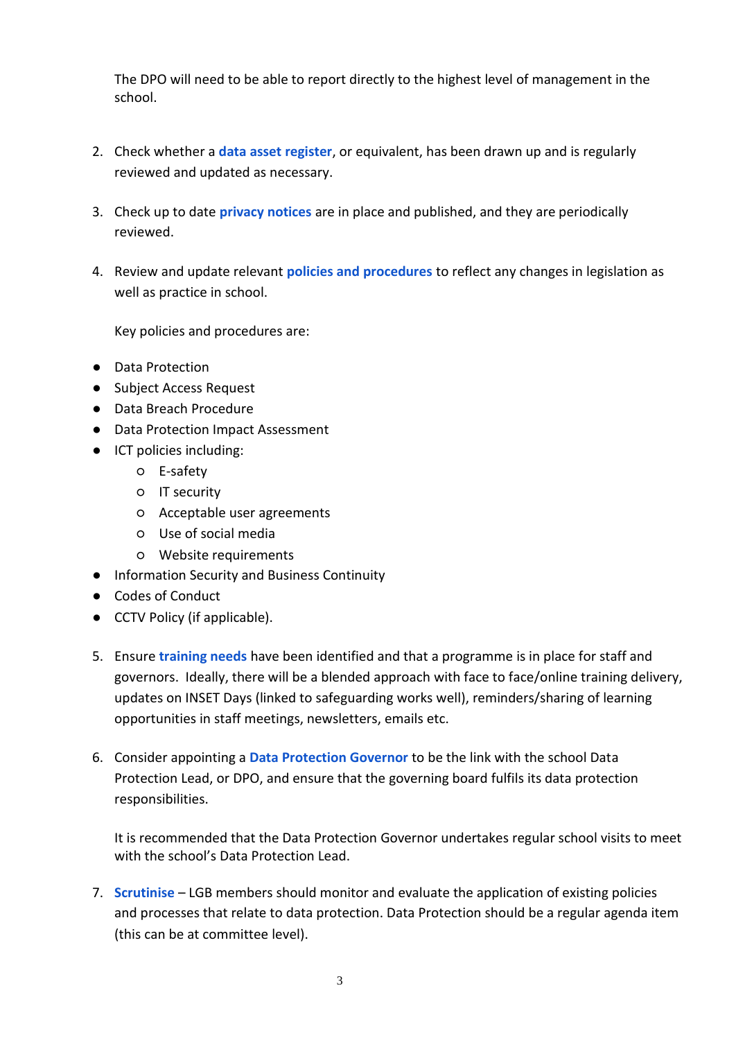The DPO will need to be able to report directly to the highest level of management in the school.

2. Check whether a **data asset register**, or equivalent, has been drawn up and is regularly reviewed and updated as necessary.

3. Check up to date **privacy notices** are in place and published, and they are periodically reviewed.

4. Review and update relevant **policies and procedures** to reflect any changes in legislation as well as practice in school.

   Key policies and procedures are:

- Data Protection
- Subject Access Request
- Data Breach Procedure
- Data Protection Impact Assessment
- ICT policies including:
  - E-safety
  - IT security
  - Acceptable user agreements
  - Use of social media
  - Website requirements
- Information Security and Business Continuity
- Codes of Conduct
- CCTV Policy (if applicable).

5. Ensure **training needs** have been identified and that a programme is in place for staff and governors. Ideally, there will be a blended approach with face to face/online training delivery, updates on INSET Days (linked to safeguarding works well), reminders/sharing of learning opportunities in staff meetings, newsletters, emails etc.

6. Consider appointing a **Data Protection Governor** to be the link with the school Data Protection Lead, or DPO, and ensure that the governing board fulfils its data protection responsibilities.

   It is recommended that the Data Protection Governor undertakes regular school visits to meet with the school's Data Protection Lead.

7. **Scrutinise** – LGB members should monitor and evaluate the application of existing policies and processes that relate to data protection. Data Protection should be a regular agenda item (this can be at committee level).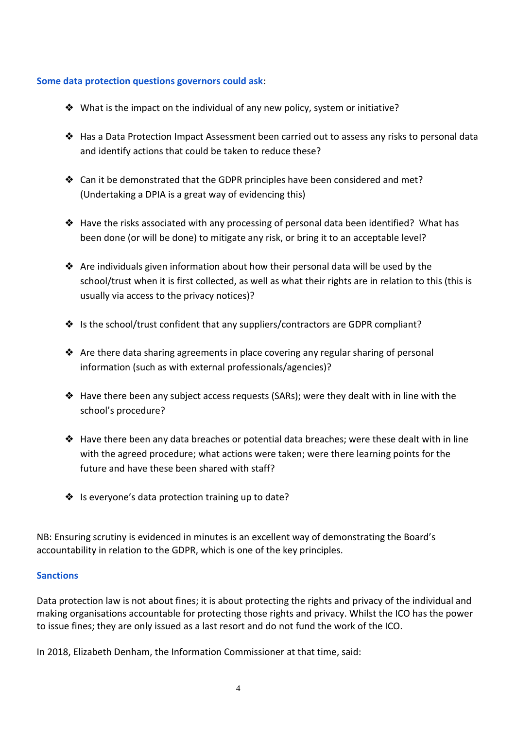**Some data protection questions governors could ask**:

- What is the impact on the individual of any new policy, system or initiative?
- Has a Data Protection Impact Assessment been carried out to assess any risks to personal data and identify actions that could be taken to reduce these?
- Can it be demonstrated that the GDPR principles have been considered and met? (Undertaking a DPIA is a great way of evidencing this)
- Have the risks associated with any processing of personal data been identified? What has been done (or will be done) to mitigate any risk, or bring it to an acceptable level?
- Are individuals given information about how their personal data will be used by the school/trust when it is first collected, as well as what their rights are in relation to this (this is usually via access to the privacy notices)?
- Is the school/trust confident that any suppliers/contractors are GDPR compliant?
- Are there data sharing agreements in place covering any regular sharing of personal information (such as with external professionals/agencies)?
- Have there been any subject access requests (SARs); were they dealt with in line with the school's procedure?
- Have there been any data breaches or potential data breaches; were these dealt with in line with the agreed procedure; what actions were taken; were there learning points for the future and have these been shared with staff?
- Is everyone's data protection training up to date?

NB: Ensuring scrutiny is evidenced in minutes is an excellent way of demonstrating the Board's accountability in relation to the GDPR, which is one of the key principles.

**Sanctions**

Data protection law is not about fines; it is about protecting the rights and privacy of the individual and making organisations accountable for protecting those rights and privacy. Whilst the ICO has the power to issue fines; they are only issued as a last resort and do not fund the work of the ICO.

In 2018, Elizabeth Denham, the Information Commissioner at that time, said: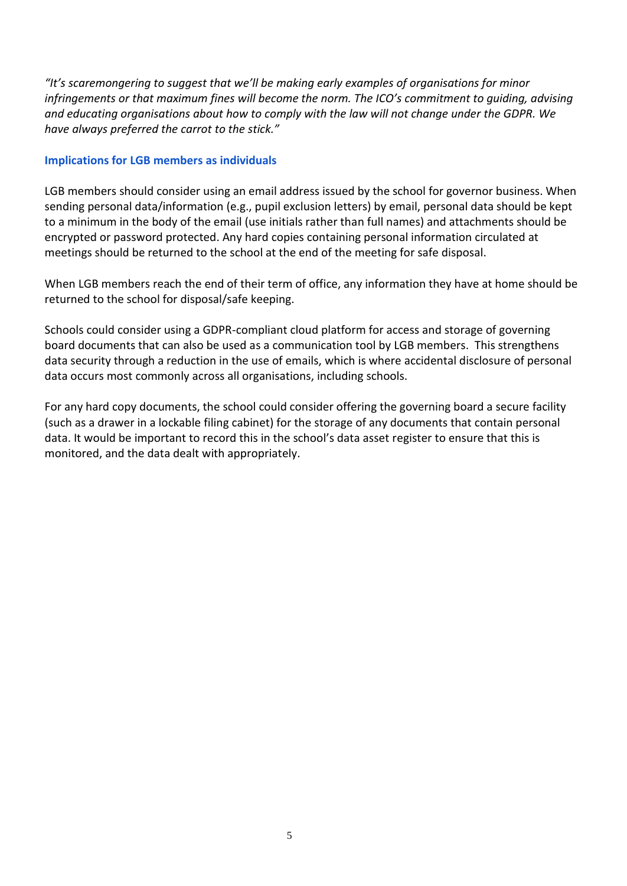*"It's scaremongering to suggest that we'll be making early examples of organisations for minor infringements or that maximum fines will become the norm. The ICO's commitment to guiding, advising and educating organisations about how to comply with the law will not change under the GDPR. We have always preferred the carrot to the stick."*

### Implications for LGB members as individuals

LGB members should consider using an email address issued by the school for governor business. When sending personal data/information (e.g., pupil exclusion letters) by email, personal data should be kept to a minimum in the body of the email (use initials rather than full names) and attachments should be encrypted or password protected. Any hard copies containing personal information circulated at meetings should be returned to the school at the end of the meeting for safe disposal.

When LGB members reach the end of their term of office, any information they have at home should be returned to the school for disposal/safe keeping.

Schools could consider using a GDPR-compliant cloud platform for access and storage of governing board documents that can also be used as a communication tool by LGB members. This strengthens data security through a reduction in the use of emails, which is where accidental disclosure of personal data occurs most commonly across all organisations, including schools.

For any hard copy documents, the school could consider offering the governing board a secure facility (such as a drawer in a lockable filing cabinet) for the storage of any documents that contain personal data. It would be important to record this in the school's data asset register to ensure that this is monitored, and the data dealt with appropriately.